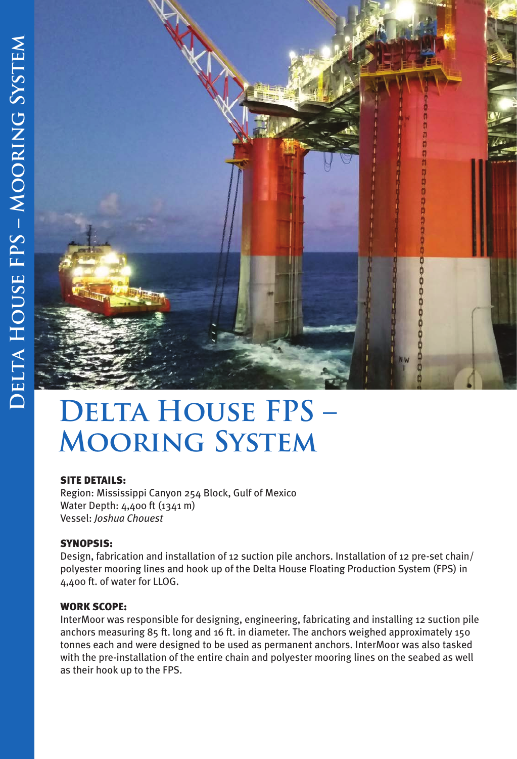# Delta House FPS – Mooring System

### SITE DETAILS:

Region: Mississippi Canyon 254 Block, Gulf of Mexico
Water Depth: 4,400 ft (1341 m)
Vessel: *Joshua Chouest*

### SYNOPSIS:

Design, fabrication and installation of 12 suction pile anchors. Installation of 12 pre-set chain/polyester mooring lines and hook up of the Delta House Floating Production System (FPS) in 4,400 ft. of water for LLOG.

### WORK SCOPE:

InterMoor was responsible for designing, engineering, fabricating and installing 12 suction pile anchors measuring 85 ft. long and 16 ft. in diameter. The anchors weighed approximately 150 tonnes each and were designed to be used as permanent anchors. InterMoor was also tasked with the pre-installation of the entire chain and polyester mooring lines on the seabed as well as their hook up to the FPS.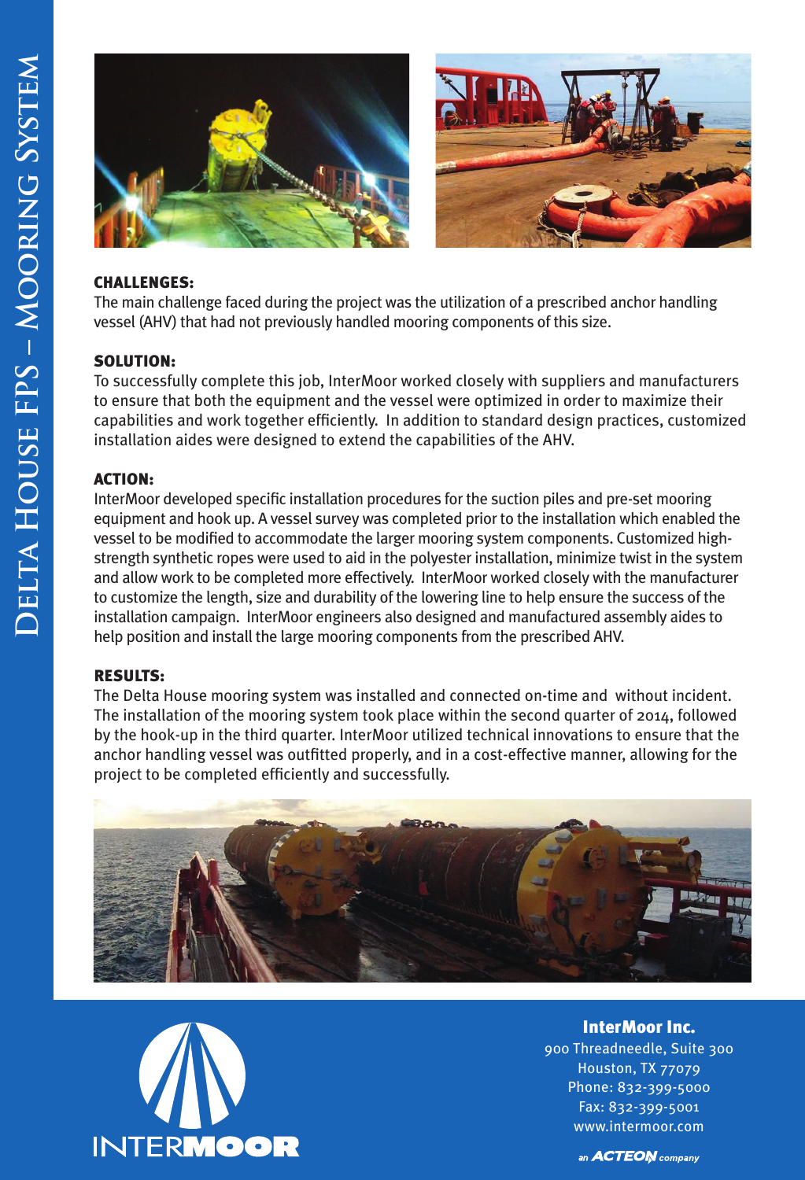## CHALLENGES:

The main challenge faced during the project was the utilization of a prescribed anchor handling vessel (AHV) that had not previously handled mooring components of this size.

## SOLUTION:

To successfully complete this job, InterMoor worked closely with suppliers and manufacturers to ensure that both the equipment and the vessel were optimized in order to maximize their capabilities and work together efficiently. In addition to standard design practices, customized installation aides were designed to extend the capabilities of the AHV.

## ACTION:

InterMoor developed specific installation procedures for the suction piles and pre-set mooring equipment and hook up. A vessel survey was completed prior to the installation which enabled the vessel to be modified to accommodate the larger mooring system components. Customized high-strength synthetic ropes were used to aid in the polyester installation, minimize twist in the system and allow work to be completed more effectively. InterMoor worked closely with the manufacturer to customize the length, size and durability of the lowering line to help ensure the success of the installation campaign. InterMoor engineers also designed and manufactured assembly aides to help position and install the large mooring components from the prescribed AHV.

## RESULTS:

The Delta House mooring system was installed and connected on-time and without incident. The installation of the mooring system took place within the second quarter of 2014, followed by the hook-up in the third quarter. InterMoor utilized technical innovations to ensure that the anchor handling vessel was outfitted properly, and in a cost-effective manner, allowing for the project to be completed efficiently and successfully.

**InterMoor Inc.**
900 Threadneedle, Suite 300
Houston, TX 77079
Phone: 832-399-5000
Fax: 832-399-5001
www.intermoor.com

an ACTEON company